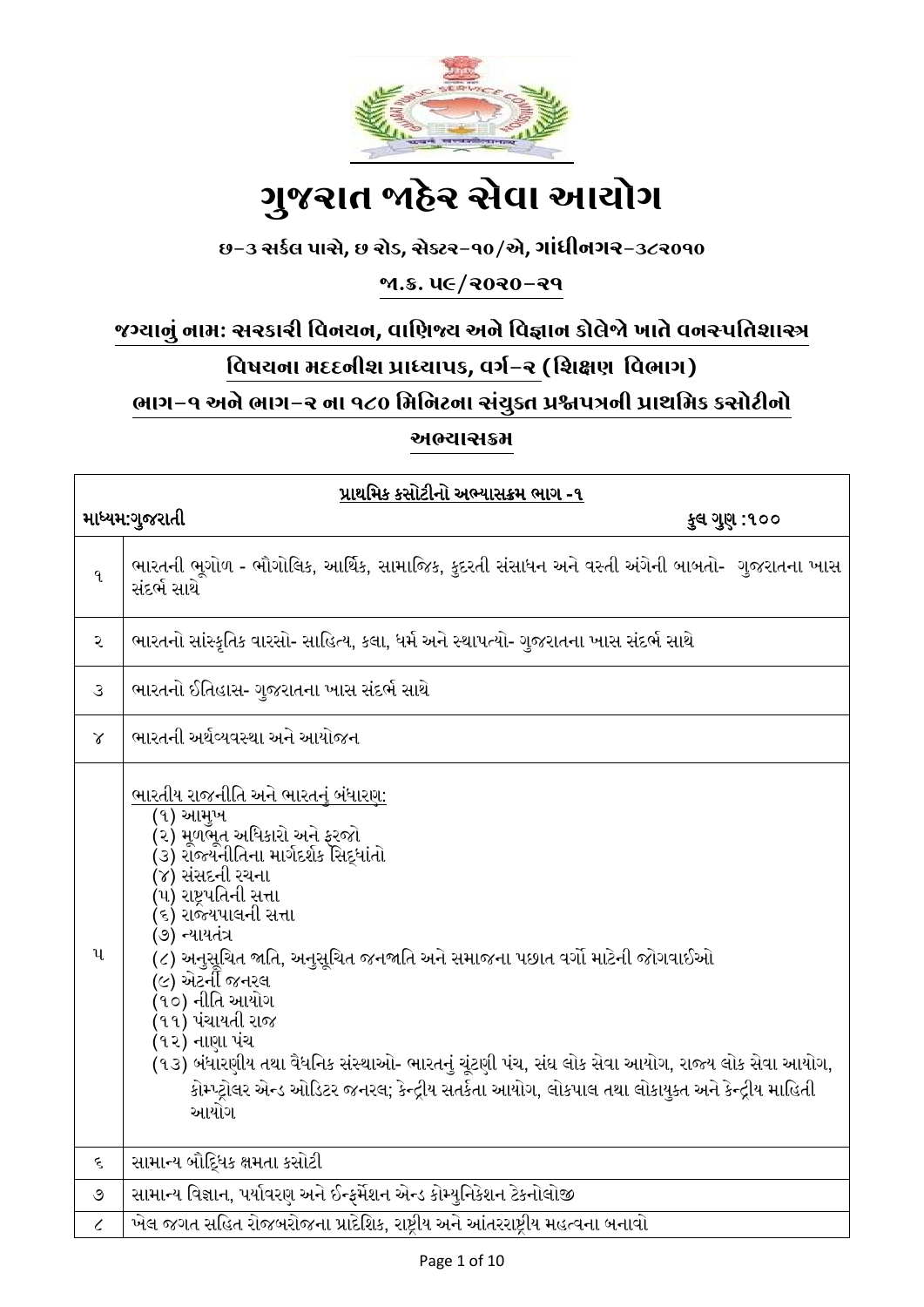# ગુજરાત જાહેર સેવા આયોગ

**છ-૩ સર્કલ પાસે, છ રોડ, સેક્ટર-૧૦/એ, ગાંધીનગર-૩૮૨૦૧૦**

**જા.ક્ર. ૫૯/૨૦૨૦-૨૧**

## જગ્યાનું નામ: સરકારી વિનયન, વાણિજ્ય અને વિજ્ઞાન કોલેજો ખાતે વનસ્પતિશાસ્ત્ર વિષયના મદદનીશ પ્રાધ્યાપક, વર્ગ-૨ (શિક્ષણ વિભાગ)

## ભાગ-૧ અને ભાગ-૨ ના ૧૮૦ મિનિટના સંયુક્ત પ્રશ્નપત્રની પ્રાથમિક કસોટીનો અભ્યાસક્રમ

| **પ્રાથમિક કસોટીનો અભ્યાસક્રમ ભાગ -૧** | |
|---|---|
| **માધ્યમ:ગુજરાતી** | **કુલ ગુણ :૧૦૦** |
| ૧ | ભારતની ભૂગોળ - ભૌગોલિક, આર્થિક, સામાજિક, કુદરતી સંસાધન અને વસ્તી અંગેની બાબતો- ગુજરાતના ખાસ સંદર્ભ સાથે |
| ૨ | ભારતનો સાંસ્કૃતિક વારસો- સાહિત્ય, કલા, ધર્મ અને સ્થાપત્યો- ગુજરાતના ખાસ સંદર્ભ સાથે |
| ૩ | ભારતનો ઈતિહાસ- ગુજરાતના ખાસ સંદર્ભ સાથે |
| ૪ | ભારતની અર્થવ્યવસ્થા અને આયોજન |
| ૫ | ભારતીય રાજનીતિ અને ભારતનું બંધારણ:<br>(૧) આમુખ<br>(૨) મૂળભૂત અધિકારો અને ફરજો<br>(૩) રાજ્યનીતિના માર્ગદર્શક સિદ્ધાંતો<br>(૪) સંસદની રચના<br>(૫) રાષ્ટ્રપતિની સત્તા<br>(૬) રાજ્યપાલની સત્તા<br>(૭) ન્યાયતંત્ર<br>(૮) અનુસૂચિત જાતિ, અનુસૂચિત જનજાતિ અને સમાજના પછાત વર્ગો માટેની જોગવાઈઓ<br>(૯) એટર્ની જનરલ<br>(૧૦) નીતિ આયોગ<br>(૧૧) પંચાયતી રાજ<br>(૧૨) નાણા પંચ<br>(૧૩) બંધારણીય તથા વૈધનિક સંસ્થાઓ- ભારતનું ચૂંટણી પંચ, સંઘ લોક સેવા આયોગ, રાજ્ય લોક સેવા આયોગ, કોમ્પ્ટ્રોલર એન્ડ ઓડિટર જનરલ; કેન્દ્રીય સતર્કતા આયોગ, લોકપાલ તથા લોકાયુક્ત અને કેન્દ્રીય માહિતી આયોગ |
| ૬ | સામાન્ય બૌદ્ધિક ક્ષમતા કસોટી |
| ૭ | સામાન્ય વિજ્ઞાન, પર્યાવરણ અને ઈન્ફર્મેશન એન્ડ કોમ્યુનિકેશન ટેકનોલોજી |
| ૮ | ખેલ જગત સહિત રોજબરોજના પ્રાદેશિક, રાષ્ટ્રીય અને આંતરરાષ્ટ્રીય મહત્વના બનાવો |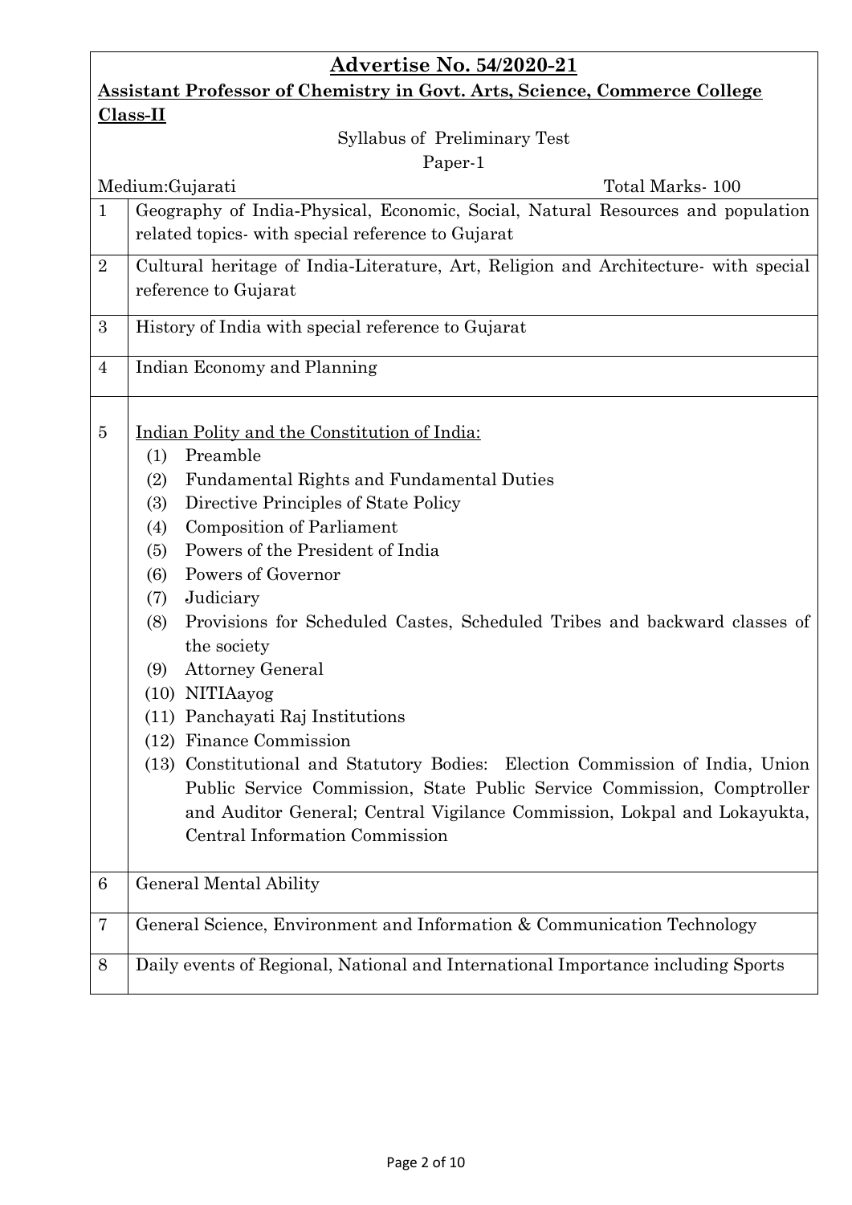## Advertise No. 54/2020-21

**Assistant Professor of Chemistry in Govt. Arts, Science, Commerce College Class-II**

Syllabus of Preliminary Test

Paper-1

Medium:Gujarati | Total Marks- 100

| | |
|---|---|
| 1 | Geography of India-Physical, Economic, Social, Natural Resources and population related topics- with special reference to Gujarat |
| 2 | Cultural heritage of India-Literature, Art, Religion and Architecture- with special reference to Gujarat |
| 3 | History of India with special reference to Gujarat |
| 4 | Indian Economy and Planning |
| 5 | Indian Polity and the Constitution of India:<br>(1) Preamble<br>(2) Fundamental Rights and Fundamental Duties<br>(3) Directive Principles of State Policy<br>(4) Composition of Parliament<br>(5) Powers of the President of India<br>(6) Powers of Governor<br>(7) Judiciary<br>(8) Provisions for Scheduled Castes, Scheduled Tribes and backward classes of the society<br>(9) Attorney General<br>(10) NITIAayog<br>(11) Panchayati Raj Institutions<br>(12) Finance Commission<br>(13) Constitutional and Statutory Bodies: Election Commission of India, Union Public Service Commission, State Public Service Commission, Comptroller and Auditor General; Central Vigilance Commission, Lokpal and Lokayukta, Central Information Commission |
| 6 | General Mental Ability |
| 7 | General Science, Environment and Information & Communication Technology |
| 8 | Daily events of Regional, National and International Importance including Sports |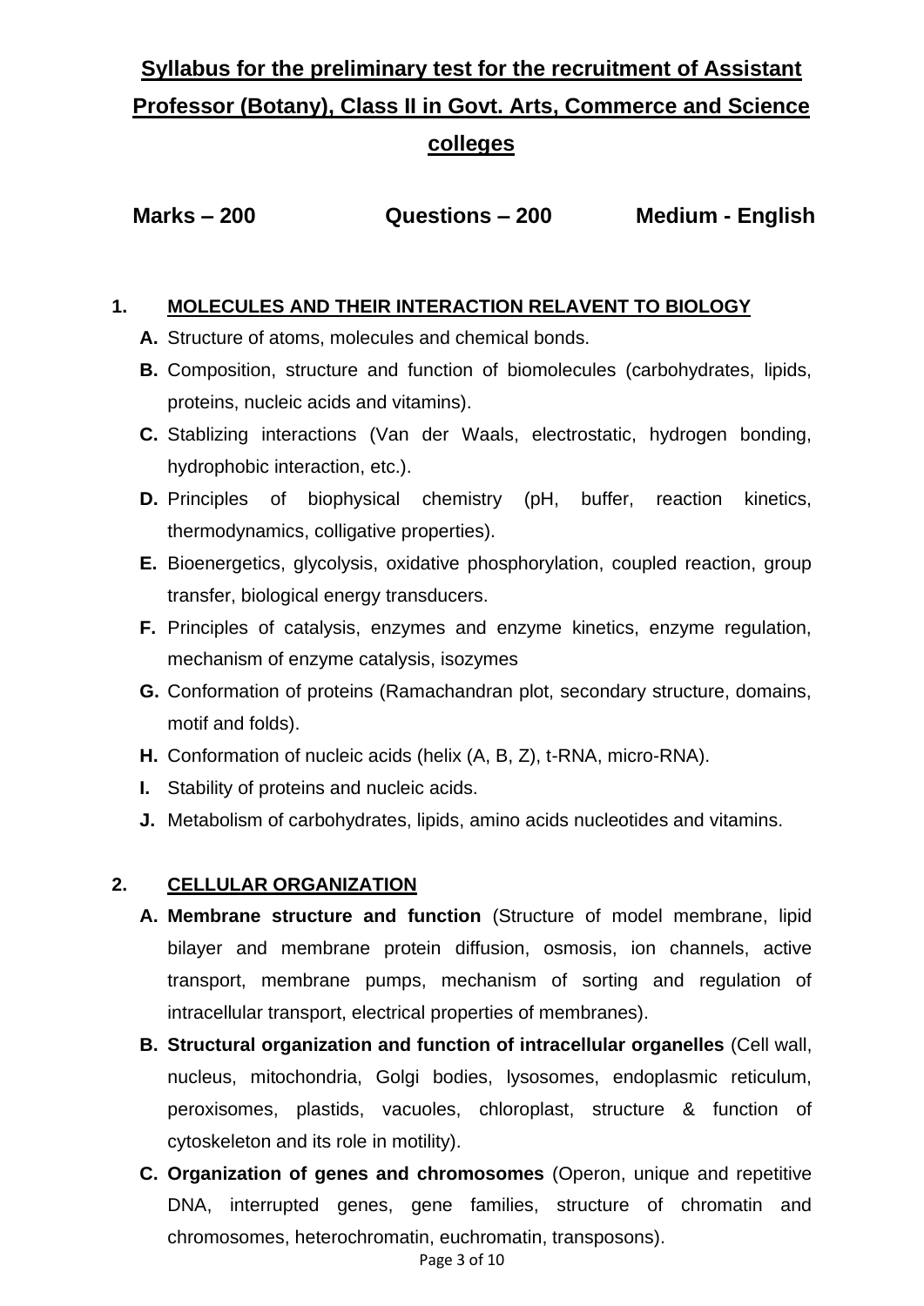# Syllabus for the preliminary test for the recruitment of Assistant Professor (Botany), Class II in Govt. Arts, Commerce and Science colleges

**Marks – 200　　　Questions – 200　　　Medium - English**

## 1. MOLECULES AND THEIR INTERACTION RELAVENT TO BIOLOGY

- **A.** Structure of atoms, molecules and chemical bonds.
- **B.** Composition, structure and function of biomolecules (carbohydrates, lipids, proteins, nucleic acids and vitamins).
- **C.** Stablizing interactions (Van der Waals, electrostatic, hydrogen bonding, hydrophobic interaction, etc.).
- **D.** Principles of biophysical chemistry (pH, buffer, reaction kinetics, thermodynamics, colligative properties).
- **E.** Bioenergetics, glycolysis, oxidative phosphorylation, coupled reaction, group transfer, biological energy transducers.
- **F.** Principles of catalysis, enzymes and enzyme kinetics, enzyme regulation, mechanism of enzyme catalysis, isozymes
- **G.** Conformation of proteins (Ramachandran plot, secondary structure, domains, motif and folds).
- **H.** Conformation of nucleic acids (helix (A, B, Z), t-RNA, micro-RNA).
- **I.** Stability of proteins and nucleic acids.
- **J.** Metabolism of carbohydrates, lipids, amino acids nucleotides and vitamins.

## 2. CELLULAR ORGANIZATION

- **A. Membrane structure and function** (Structure of model membrane, lipid bilayer and membrane protein diffusion, osmosis, ion channels, active transport, membrane pumps, mechanism of sorting and regulation of intracellular transport, electrical properties of membranes).
- **B. Structural organization and function of intracellular organelles** (Cell wall, nucleus, mitochondria, Golgi bodies, lysosomes, endoplasmic reticulum, peroxisomes, plastids, vacuoles, chloroplast, structure & function of cytoskeleton and its role in motility).
- **C. Organization of genes and chromosomes** (Operon, unique and repetitive DNA, interrupted genes, gene families, structure of chromatin and chromosomes, heterochromatin, euchromatin, transposons).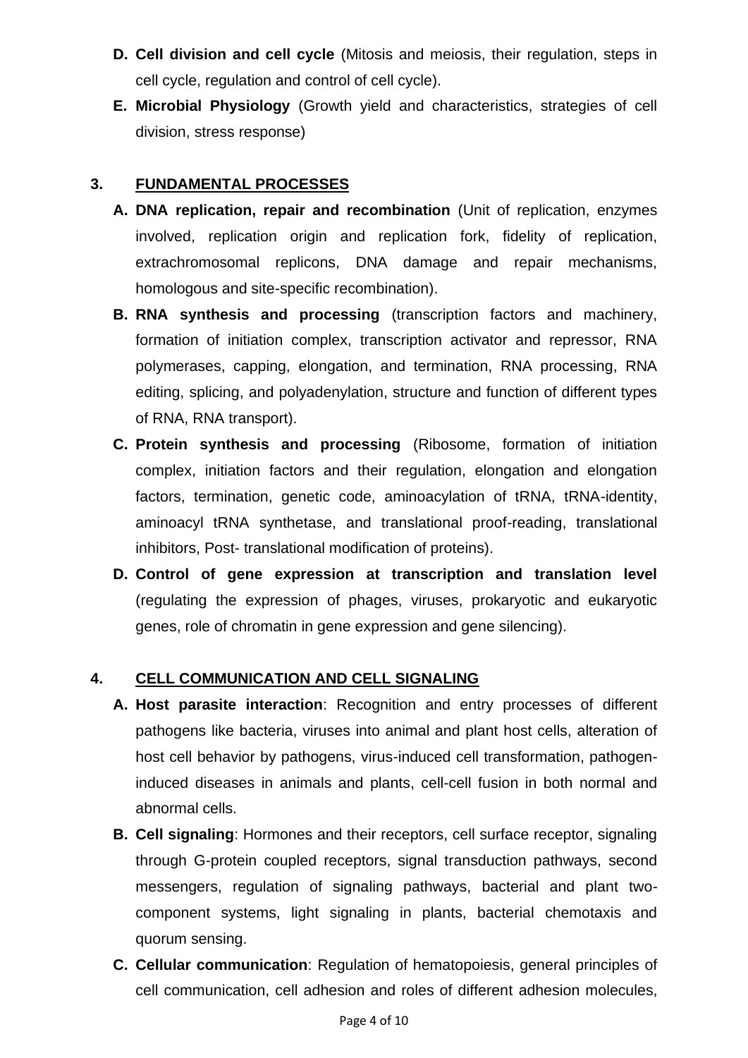**D. Cell division and cell cycle** (Mitosis and meiosis, their regulation, steps in cell cycle, regulation and control of cell cycle).

**E. Microbial Physiology** (Growth yield and characteristics, strategies of cell division, stress response)

## 3. FUNDAMENTAL PROCESSES

**A. DNA replication, repair and recombination** (Unit of replication, enzymes involved, replication origin and replication fork, fidelity of replication, extrachromosomal replicons, DNA damage and repair mechanisms, homologous and site-specific recombination).

**B. RNA synthesis and processing** (transcription factors and machinery, formation of initiation complex, transcription activator and repressor, RNA polymerases, capping, elongation, and termination, RNA processing, RNA editing, splicing, and polyadenylation, structure and function of different types of RNA, RNA transport).

**C. Protein synthesis and processing** (Ribosome, formation of initiation complex, initiation factors and their regulation, elongation and elongation factors, termination, genetic code, aminoacylation of tRNA, tRNA-identity, aminoacyl tRNA synthetase, and translational proof-reading, translational inhibitors, Post- translational modification of proteins).

**D. Control of gene expression at transcription and translation level** (regulating the expression of phages, viruses, prokaryotic and eukaryotic genes, role of chromatin in gene expression and gene silencing).

## 4. CELL COMMUNICATION AND CELL SIGNALING

**A. Host parasite interaction**: Recognition and entry processes of different pathogens like bacteria, viruses into animal and plant host cells, alteration of host cell behavior by pathogens, virus-induced cell transformation, pathogen-induced diseases in animals and plants, cell-cell fusion in both normal and abnormal cells.

**B. Cell signaling**: Hormones and their receptors, cell surface receptor, signaling through G-protein coupled receptors, signal transduction pathways, second messengers, regulation of signaling pathways, bacterial and plant two-component systems, light signaling in plants, bacterial chemotaxis and quorum sensing.

**C. Cellular communication**: Regulation of hematopoiesis, general principles of cell communication, cell adhesion and roles of different adhesion molecules,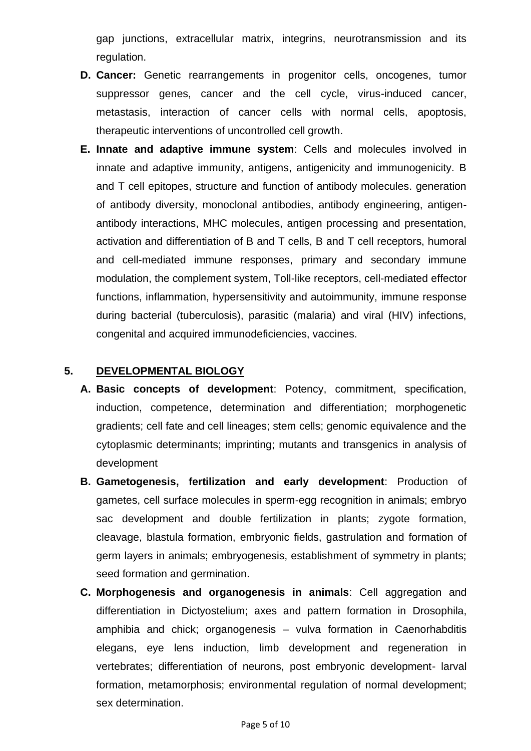gap junctions, extracellular matrix, integrins, neurotransmission and its regulation.

**D. Cancer:** Genetic rearrangements in progenitor cells, oncogenes, tumor suppressor genes, cancer and the cell cycle, virus-induced cancer, metastasis, interaction of cancer cells with normal cells, apoptosis, therapeutic interventions of uncontrolled cell growth.

**E. Innate and adaptive immune system**: Cells and molecules involved in innate and adaptive immunity, antigens, antigenicity and immunogenicity. B and T cell epitopes, structure and function of antibody molecules. generation of antibody diversity, monoclonal antibodies, antibody engineering, antigen-antibody interactions, MHC molecules, antigen processing and presentation, activation and differentiation of B and T cells, B and T cell receptors, humoral and cell-mediated immune responses, primary and secondary immune modulation, the complement system, Toll-like receptors, cell-mediated effector functions, inflammation, hypersensitivity and autoimmunity, immune response during bacterial (tuberculosis), parasitic (malaria) and viral (HIV) infections, congenital and acquired immunodeficiencies, vaccines.

## 5. DEVELOPMENTAL BIOLOGY

**A. Basic concepts of development**: Potency, commitment, specification, induction, competence, determination and differentiation; morphogenetic gradients; cell fate and cell lineages; stem cells; genomic equivalence and the cytoplasmic determinants; imprinting; mutants and transgenics in analysis of development

**B. Gametogenesis, fertilization and early development**: Production of gametes, cell surface molecules in sperm-egg recognition in animals; embryo sac development and double fertilization in plants; zygote formation, cleavage, blastula formation, embryonic fields, gastrulation and formation of germ layers in animals; embryogenesis, establishment of symmetry in plants; seed formation and germination.

**C. Morphogenesis and organogenesis in animals**: Cell aggregation and differentiation in Dictyostelium; axes and pattern formation in Drosophila, amphibia and chick; organogenesis – vulva formation in Caenorhabditis elegans, eye lens induction, limb development and regeneration in vertebrates; differentiation of neurons, post embryonic development- larval formation, metamorphosis; environmental regulation of normal development; sex determination.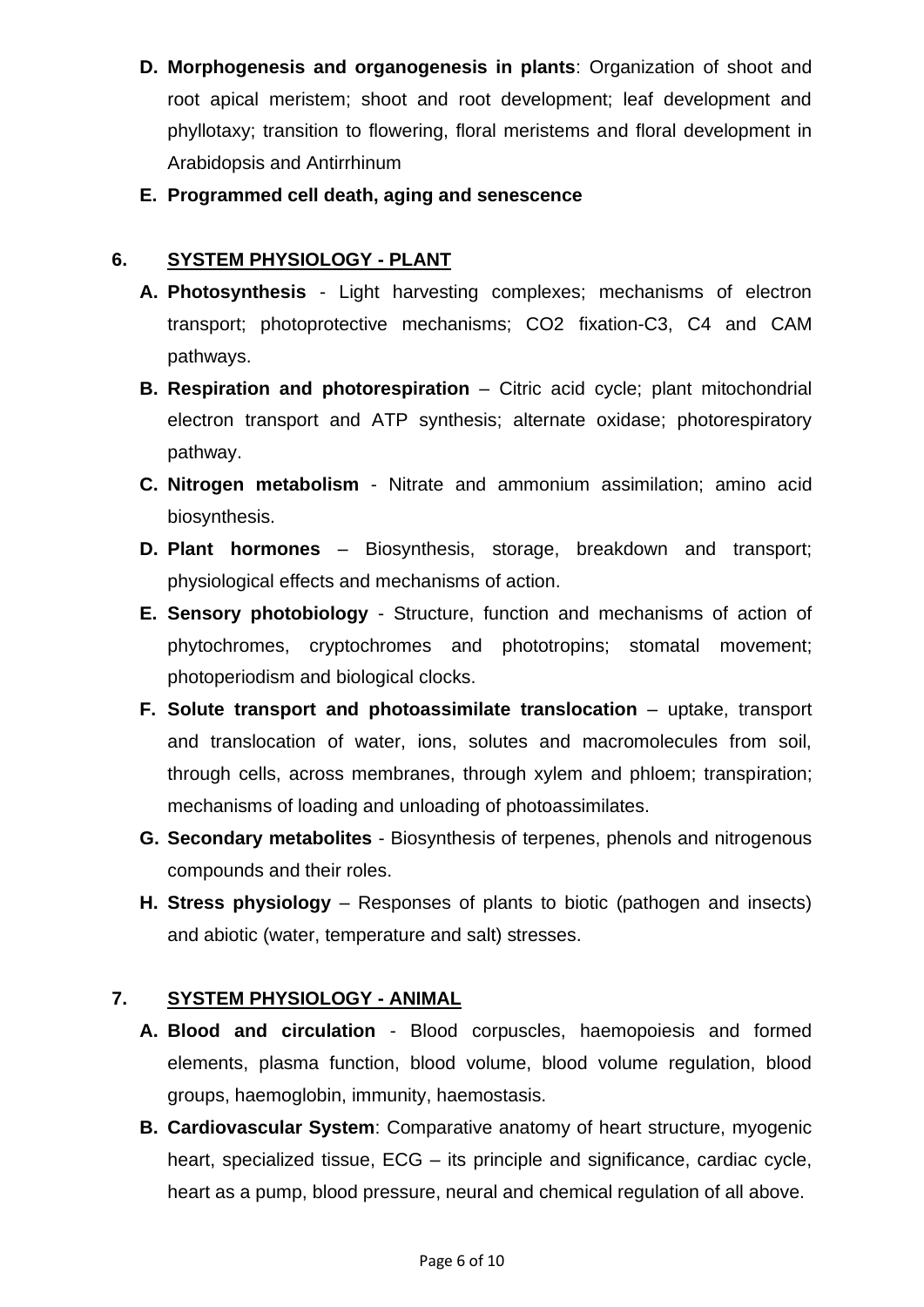D. **Morphogenesis and organogenesis in plants**: Organization of shoot and root apical meristem; shoot and root development; leaf development and phyllotaxy; transition to flowering, floral meristems and floral development in Arabidopsis and Antirrhinum

E. **Programmed cell death, aging and senescence**

## 6. SYSTEM PHYSIOLOGY - PLANT

A. **Photosynthesis** - Light harvesting complexes; mechanisms of electron transport; photoprotective mechanisms; $CO_2$ fixation-C3, C4 and CAM pathways.

B. **Respiration and photorespiration** – Citric acid cycle; plant mitochondrial electron transport and ATP synthesis; alternate oxidase; photorespiratory pathway.

C. **Nitrogen metabolism** - Nitrate and ammonium assimilation; amino acid biosynthesis.

D. **Plant hormones** – Biosynthesis, storage, breakdown and transport; physiological effects and mechanisms of action.

E. **Sensory photobiology** - Structure, function and mechanisms of action of phytochromes, cryptochromes and phototropins; stomatal movement; photoperiodism and biological clocks.

F. **Solute transport and photoassimilate translocation** – uptake, transport and translocation of water, ions, solutes and macromolecules from soil, through cells, across membranes, through xylem and phloem; transpiration; mechanisms of loading and unloading of photoassimilates.

G. **Secondary metabolites** - Biosynthesis of terpenes, phenols and nitrogenous compounds and their roles.

H. **Stress physiology** – Responses of plants to biotic (pathogen and insects) and abiotic (water, temperature and salt) stresses.

## 7. SYSTEM PHYSIOLOGY - ANIMAL

A. **Blood and circulation** - Blood corpuscles, haemopoiesis and formed elements, plasma function, blood volume, blood volume regulation, blood groups, haemoglobin, immunity, haemostasis.

B. **Cardiovascular System**: Comparative anatomy of heart structure, myogenic heart, specialized tissue, ECG – its principle and significance, cardiac cycle, heart as a pump, blood pressure, neural and chemical regulation of all above.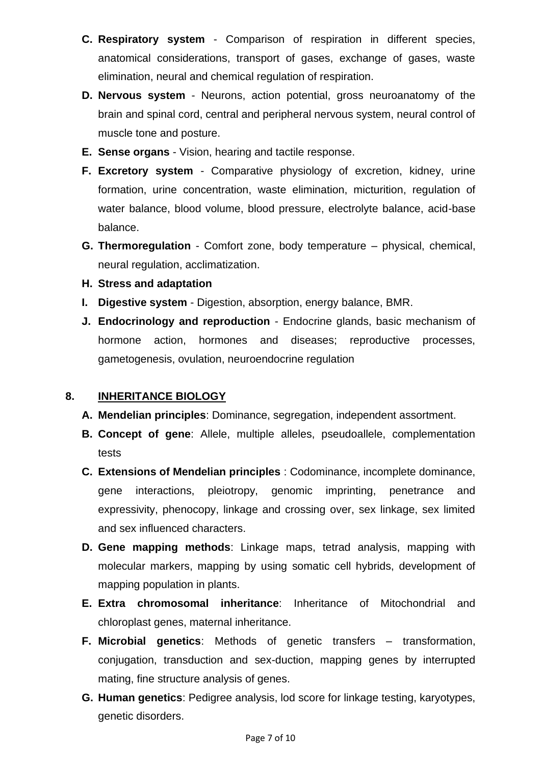C. **Respiratory system** - Comparison of respiration in different species, anatomical considerations, transport of gases, exchange of gases, waste elimination, neural and chemical regulation of respiration.

D. **Nervous system** - Neurons, action potential, gross neuroanatomy of the brain and spinal cord, central and peripheral nervous system, neural control of muscle tone and posture.

E. **Sense organs** - Vision, hearing and tactile response.

F. **Excretory system** - Comparative physiology of excretion, kidney, urine formation, urine concentration, waste elimination, micturition, regulation of water balance, blood volume, blood pressure, electrolyte balance, acid-base balance.

G. **Thermoregulation** - Comfort zone, body temperature – physical, chemical, neural regulation, acclimatization.

H. **Stress and adaptation**

I. **Digestive system** - Digestion, absorption, energy balance, BMR.

J. **Endocrinology and reproduction** - Endocrine glands, basic mechanism of hormone action, hormones and diseases; reproductive processes, gametogenesis, ovulation, neuroendocrine regulation

## 8. INHERITANCE BIOLOGY

A. **Mendelian principles**: Dominance, segregation, independent assortment.

B. **Concept of gene**: Allele, multiple alleles, pseudoallele, complementation tests

C. **Extensions of Mendelian principles** : Codominance, incomplete dominance, gene interactions, pleiotropy, genomic imprinting, penetrance and expressivity, phenocopy, linkage and crossing over, sex linkage, sex limited and sex influenced characters.

D. **Gene mapping methods**: Linkage maps, tetrad analysis, mapping with molecular markers, mapping by using somatic cell hybrids, development of mapping population in plants.

E. **Extra chromosomal inheritance**: Inheritance of Mitochondrial and chloroplast genes, maternal inheritance.

F. **Microbial genetics**: Methods of genetic transfers – transformation, conjugation, transduction and sex-duction, mapping genes by interrupted mating, fine structure analysis of genes.

G. **Human genetics**: Pedigree analysis, lod score for linkage testing, karyotypes, genetic disorders.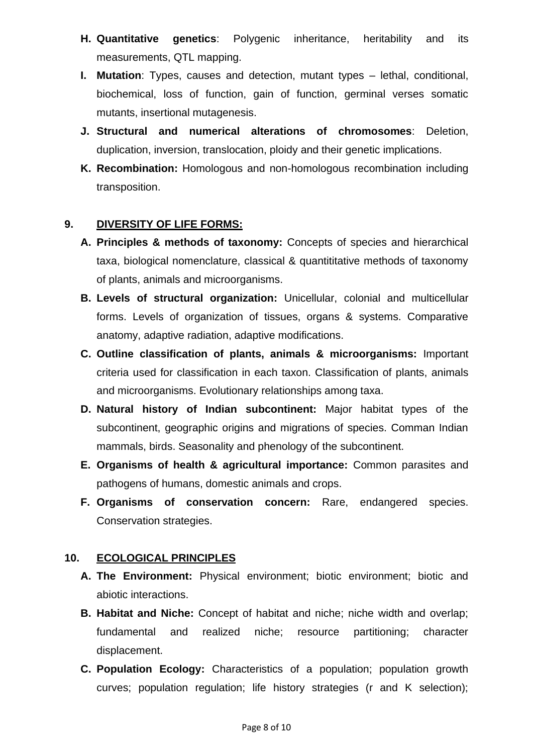H. **Quantitative genetics**: Polygenic inheritance, heritability and its measurements, QTL mapping.

I. **Mutation**: Types, causes and detection, mutant types – lethal, conditional, biochemical, loss of function, gain of function, germinal verses somatic mutants, insertional mutagenesis.

J. **Structural and numerical alterations of chromosomes**: Deletion, duplication, inversion, translocation, ploidy and their genetic implications.

K. **Recombination:** Homologous and non-homologous recombination including transposition.

## 9. <u>DIVERSITY OF LIFE FORMS:</u>

A. **Principles & methods of taxonomy:** Concepts of species and hierarchical taxa, biological nomenclature, classical & quantititative methods of taxonomy of plants, animals and microorganisms.

B. **Levels of structural organization:** Unicellular, colonial and multicellular forms. Levels of organization of tissues, organs & systems. Comparative anatomy, adaptive radiation, adaptive modifications.

C. **Outline classification of plants, animals & microorganisms:** Important criteria used for classification in each taxon. Classification of plants, animals and microorganisms. Evolutionary relationships among taxa.

D. **Natural history of Indian subcontinent:** Major habitat types of the subcontinent, geographic origins and migrations of species. Comman Indian mammals, birds. Seasonality and phenology of the subcontinent.

E. **Organisms of health & agricultural importance:** Common parasites and pathogens of humans, domestic animals and crops.

F. **Organisms of conservation concern:** Rare, endangered species. Conservation strategies.

## 10. <u>ECOLOGICAL PRINCIPLES</u>

A. **The Environment:** Physical environment; biotic environment; biotic and abiotic interactions.

B. **Habitat and Niche:** Concept of habitat and niche; niche width and overlap; fundamental and realized niche; resource partitioning; character displacement.

C. **Population Ecology:** Characteristics of a population; population growth curves; population regulation; life history strategies (r and K selection);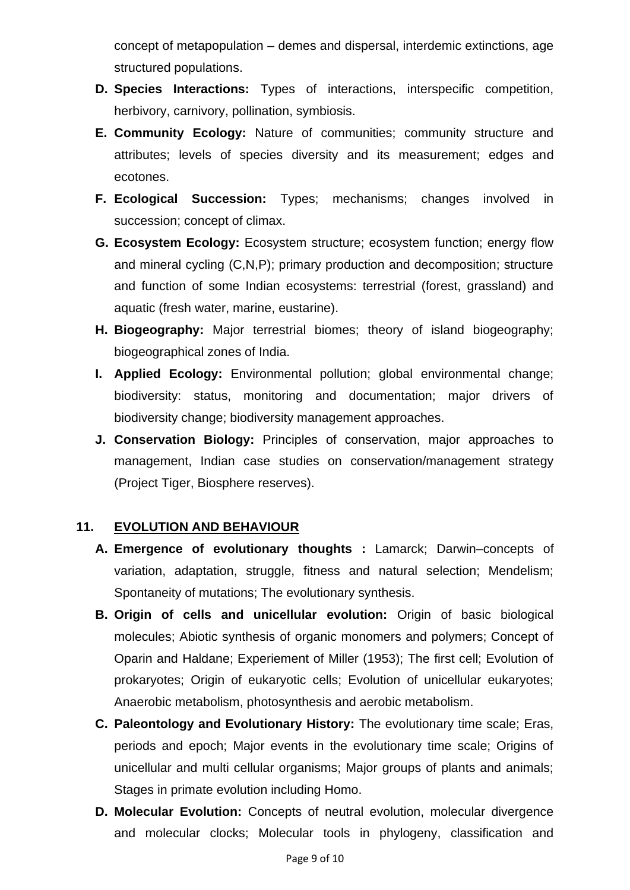concept of metapopulation – demes and dispersal, interdemic extinctions, age structured populations.

**D. Species Interactions:** Types of interactions, interspecific competition, herbivory, carnivory, pollination, symbiosis.

**E. Community Ecology:** Nature of communities; community structure and attributes; levels of species diversity and its measurement; edges and ecotones.

**F. Ecological Succession:** Types; mechanisms; changes involved in succession; concept of climax.

**G. Ecosystem Ecology:** Ecosystem structure; ecosystem function; energy flow and mineral cycling (C,N,P); primary production and decomposition; structure and function of some Indian ecosystems: terrestrial (forest, grassland) and aquatic (fresh water, marine, eustarine).

**H. Biogeography:** Major terrestrial biomes; theory of island biogeography; biogeographical zones of India.

**I. Applied Ecology:** Environmental pollution; global environmental change; biodiversity: status, monitoring and documentation; major drivers of biodiversity change; biodiversity management approaches.

**J. Conservation Biology:** Principles of conservation, major approaches to management, Indian case studies on conservation/management strategy (Project Tiger, Biosphere reserves).

## 11. EVOLUTION AND BEHAVIOUR

**A. Emergence of evolutionary thoughts :** Lamarck; Darwin–concepts of variation, adaptation, struggle, fitness and natural selection; Mendelism; Spontaneity of mutations; The evolutionary synthesis.

**B. Origin of cells and unicellular evolution:** Origin of basic biological molecules; Abiotic synthesis of organic monomers and polymers; Concept of Oparin and Haldane; Experiement of Miller (1953); The first cell; Evolution of prokaryotes; Origin of eukaryotic cells; Evolution of unicellular eukaryotes; Anaerobic metabolism, photosynthesis and aerobic metabolism.

**C. Paleontology and Evolutionary History:** The evolutionary time scale; Eras, periods and epoch; Major events in the evolutionary time scale; Origins of unicellular and multi cellular organisms; Major groups of plants and animals; Stages in primate evolution including Homo.

**D. Molecular Evolution:** Concepts of neutral evolution, molecular divergence and molecular clocks; Molecular tools in phylogeny, classification and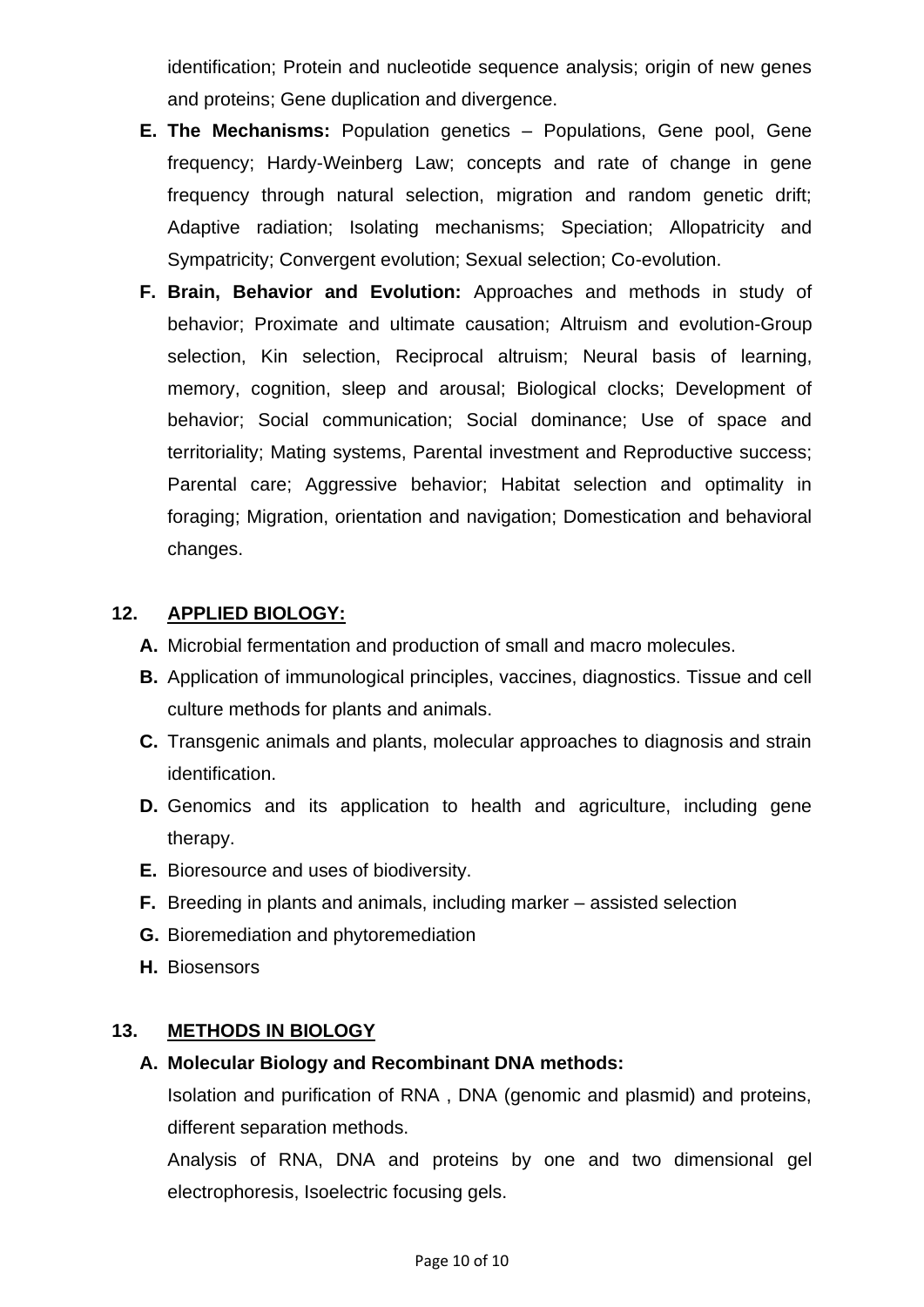identification; Protein and nucleotide sequence analysis; origin of new genes and proteins; Gene duplication and divergence.

**E. The Mechanisms:** Population genetics – Populations, Gene pool, Gene frequency; Hardy-Weinberg Law; concepts and rate of change in gene frequency through natural selection, migration and random genetic drift; Adaptive radiation; Isolating mechanisms; Speciation; Allopatricity and Sympatricity; Convergent evolution; Sexual selection; Co-evolution.

**F. Brain, Behavior and Evolution:** Approaches and methods in study of behavior; Proximate and ultimate causation; Altruism and evolution-Group selection, Kin selection, Reciprocal altruism; Neural basis of learning, memory, cognition, sleep and arousal; Biological clocks; Development of behavior; Social communication; Social dominance; Use of space and territoriality; Mating systems, Parental investment and Reproductive success; Parental care; Aggressive behavior; Habitat selection and optimality in foraging; Migration, orientation and navigation; Domestication and behavioral changes.

## 12. APPLIED BIOLOGY:

**A.** Microbial fermentation and production of small and macro molecules.

**B.** Application of immunological principles, vaccines, diagnostics. Tissue and cell culture methods for plants and animals.

**C.** Transgenic animals and plants, molecular approaches to diagnosis and strain identification.

**D.** Genomics and its application to health and agriculture, including gene therapy.

**E.** Bioresource and uses of biodiversity.

**F.** Breeding in plants and animals, including marker – assisted selection

**G.** Bioremediation and phytoremediation

**H.** Biosensors

## 13. METHODS IN BIOLOGY

**A. Molecular Biology and Recombinant DNA methods:**

Isolation and purification of RNA , DNA (genomic and plasmid) and proteins, different separation methods.

Analysis of RNA, DNA and proteins by one and two dimensional gel electrophoresis, Isoelectric focusing gels.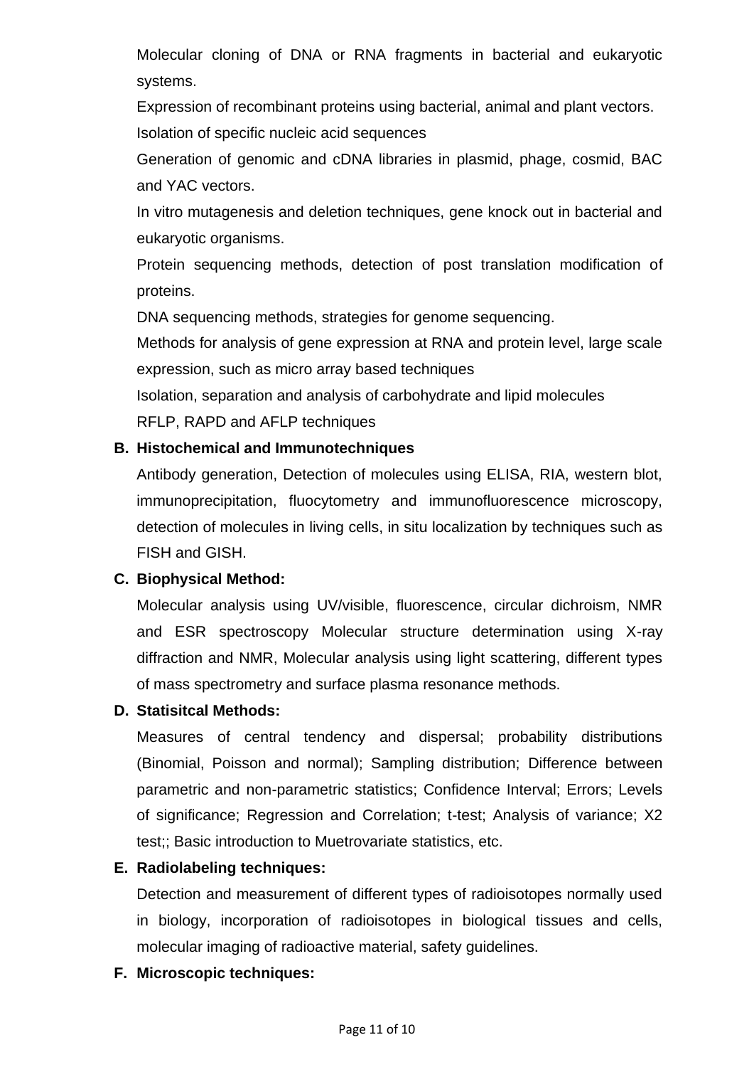Molecular cloning of DNA or RNA fragments in bacterial and eukaryotic systems.

Expression of recombinant proteins using bacterial, animal and plant vectors.

Isolation of specific nucleic acid sequences

Generation of genomic and cDNA libraries in plasmid, phage, cosmid, BAC and YAC vectors.

In vitro mutagenesis and deletion techniques, gene knock out in bacterial and eukaryotic organisms.

Protein sequencing methods, detection of post translation modification of proteins.

DNA sequencing methods, strategies for genome sequencing.

Methods for analysis of gene expression at RNA and protein level, large scale expression, such as micro array based techniques

Isolation, separation and analysis of carbohydrate and lipid molecules

RFLP, RAPD and AFLP techniques

**B. Histochemical and Immunotechniques**

Antibody generation, Detection of molecules using ELISA, RIA, western blot, immunoprecipitation, fluocytometry and immunofluorescence microscopy, detection of molecules in living cells, in situ localization by techniques such as FISH and GISH.

**C. Biophysical Method:**

Molecular analysis using UV/visible, fluorescence, circular dichroism, NMR and ESR spectroscopy Molecular structure determination using X-ray diffraction and NMR, Molecular analysis using light scattering, different types of mass spectrometry and surface plasma resonance methods.

**D. Statisitcal Methods:**

Measures of central tendency and dispersal; probability distributions (Binomial, Poisson and normal); Sampling distribution; Difference between parametric and non-parametric statistics; Confidence Interval; Errors; Levels of significance; Regression and Correlation; t-test; Analysis of variance; X2 test;; Basic introduction to Muetrovariate statistics, etc.

**E. Radiolabeling techniques:**

Detection and measurement of different types of radioisotopes normally used in biology, incorporation of radioisotopes in biological tissues and cells, molecular imaging of radioactive material, safety guidelines.

**F. Microscopic techniques:**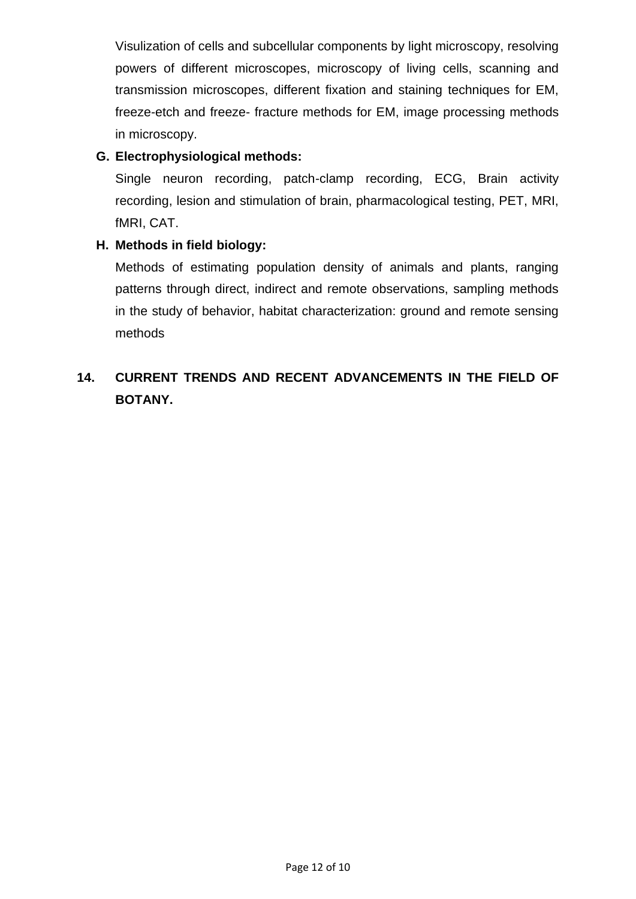Visulization of cells and subcellular components by light microscopy, resolving powers of different microscopes, microscopy of living cells, scanning and transmission microscopes, different fixation and staining techniques for EM, freeze-etch and freeze- fracture methods for EM, image processing methods in microscopy.

**G. Electrophysiological methods:**

Single neuron recording, patch-clamp recording, ECG, Brain activity recording, lesion and stimulation of brain, pharmacological testing, PET, MRI, fMRI, CAT.

**H. Methods in field biology:**

Methods of estimating population density of animals and plants, ranging patterns through direct, indirect and remote observations, sampling methods in the study of behavior, habitat characterization: ground and remote sensing methods

## 14. CURRENT TRENDS AND RECENT ADVANCEMENTS IN THE FIELD OF BOTANY.